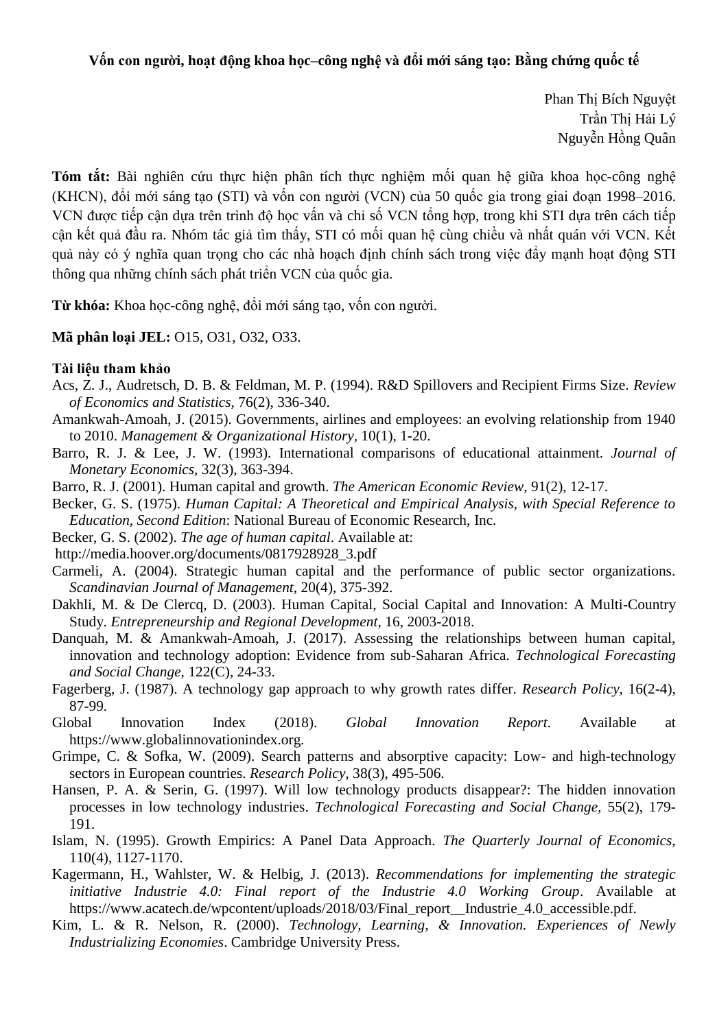**Vốn con người, hoạt động khoa học–công nghệ và đổi mới sáng tạo: Bằng chứng quốc tế**

Phan Thị Bích Nguyệt
Trần Thị Hải Lý
Nguyễn Hồng Quân

**Tóm tắt:** Bài nghiên cứu thực hiện phân tích thực nghiệm mối quan hệ giữa khoa học-công nghệ (KHCN), đổi mới sáng tạo (STI) và vốn con người (VCN) của 50 quốc gia trong giai đoạn 1998–2016. VCN được tiếp cận dựa trên trình độ học vấn và chỉ số VCN tổng hợp, trong khi STI dựa trên cách tiếp cận kết quả đầu ra. Nhóm tác giả tìm thấy, STI có mối quan hệ cùng chiều và nhất quán với VCN. Kết quả này có ý nghĩa quan trọng cho các nhà hoạch định chính sách trong việc đẩy mạnh hoạt động STI thông qua những chính sách phát triển VCN của quốc gia.

**Từ khóa:** Khoa học-công nghệ, đổi mới sáng tạo, vốn con người.

**Mã phân loại JEL:** O15, O31, O32, O33.

**Tài liệu tham khảo**

Acs, Z. J., Audretsch, D. B. & Feldman, M. P. (1994). R&D Spillovers and Recipient Firms Size. *Review of Economics and Statistics*, 76(2), 336-340.

Amankwah-Amoah, J. (2015). Governments, airlines and employees: an evolving relationship from 1940 to 2010. *Management & Organizational History*, 10(1), 1-20.

Barro, R. J. & Lee, J. W. (1993). International comparisons of educational attainment. *Journal of Monetary Economics*, 32(3), 363-394.

Barro, R. J. (2001). Human capital and growth. *The American Economic Review*, 91(2), 12-17.

Becker, G. S. (1975). *Human Capital: A Theoretical and Empirical Analysis, with Special Reference to Education, Second Edition*: National Bureau of Economic Research, Inc.

Becker, G. S. (2002). *The age of human capital*. Available at: http://media.hoover.org/documents/0817928928_3.pdf

Carmeli, A. (2004). Strategic human capital and the performance of public sector organizations. *Scandinavian Journal of Management*, 20(4), 375-392.

Dakhli, M. & De Clercq, D. (2003). Human Capital, Social Capital and Innovation: A Multi-Country Study. *Entrepreneurship and Regional Development*, 16, 2003-2018.

Danquah, M. & Amankwah-Amoah, J. (2017). Assessing the relationships between human capital, innovation and technology adoption: Evidence from sub-Saharan Africa. *Technological Forecasting and Social Change*, 122(C), 24-33.

Fagerberg, J. (1987). A technology gap approach to why growth rates differ. *Research Policy*, 16(2-4), 87-99.

Global Innovation Index (2018). *Global Innovation Report*. Available at https://www.globalinnovationindex.org.

Grimpe, C. & Sofka, W. (2009). Search patterns and absorptive capacity: Low- and high-technology sectors in European countries. *Research Policy*, 38(3), 495-506.

Hansen, P. A. & Serin, G. (1997). Will low technology products disappear?: The hidden innovation processes in low technology industries. *Technological Forecasting and Social Change*, 55(2), 179-191.

Islam, N. (1995). Growth Empirics: A Panel Data Approach. *The Quarterly Journal of Economics*, 110(4), 1127-1170.

Kagermann, H., Wahlster, W. & Helbig, J. (2013). *Recommendations for implementing the strategic initiative Industrie 4.0: Final report of the Industrie 4.0 Working Group*. Available at https://www.acatech.de/wpcontent/uploads/2018/03/Final_report__Industrie_4.0_accessible.pdf.

Kim, L. & R. Nelson, R. (2000). *Technology, Learning, & Innovation. Experiences of Newly Industrializing Economies*. Cambridge University Press.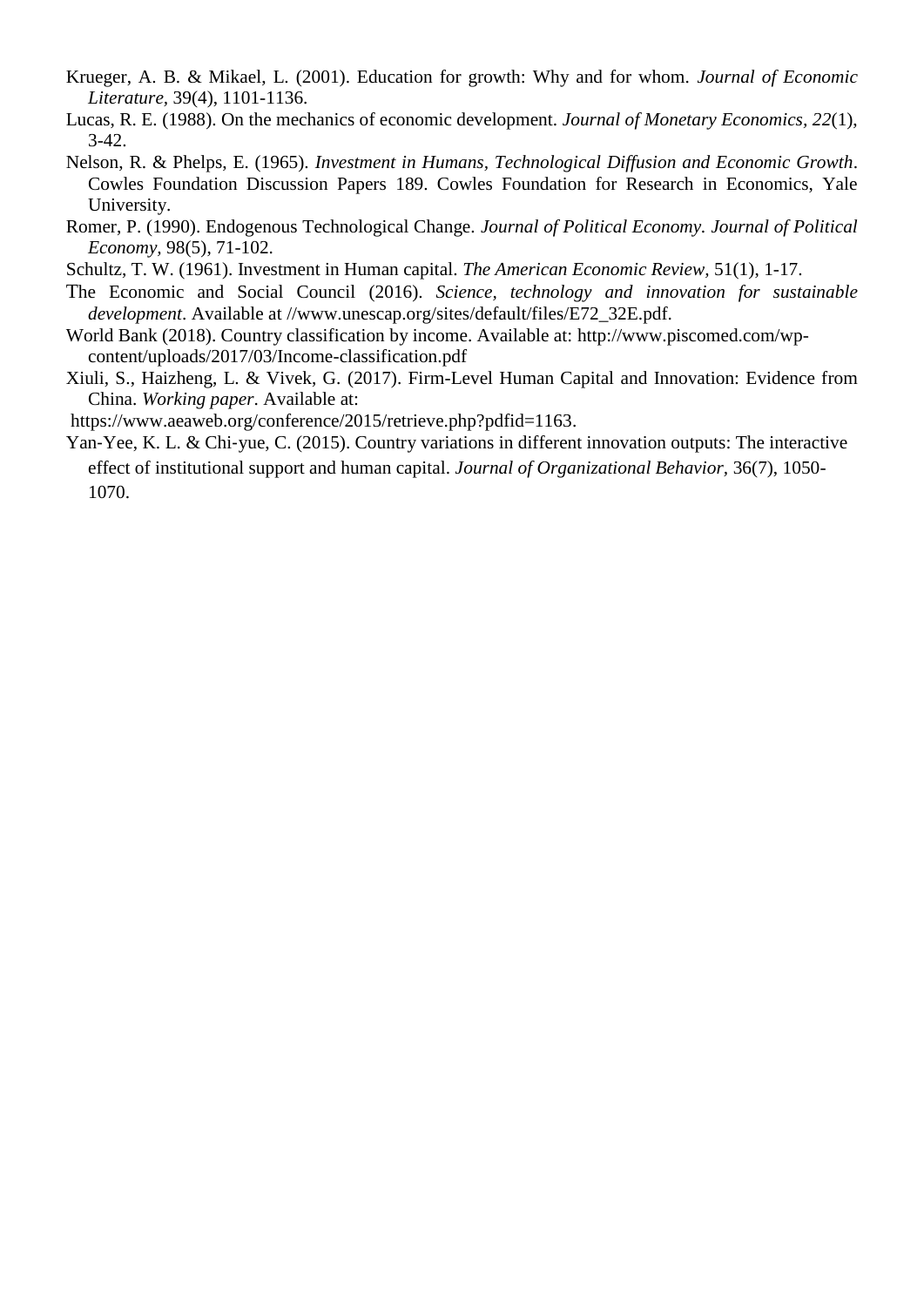Krueger, A. B. & Mikael, L. (2001). Education for growth: Why and for whom. *Journal of Economic Literature*, 39(4), 1101-1136.

Lucas, R. E. (1988). On the mechanics of economic development. *Journal of Monetary Economics, 22*(1), 3-42.

Nelson, R. & Phelps, E. (1965). *Investment in Humans, Technological Diffusion and Economic Growth*. Cowles Foundation Discussion Papers 189. Cowles Foundation for Research in Economics, Yale University.

Romer, P. (1990). Endogenous Technological Change. *Journal of Political Economy. Journal of Political Economy,* 98(5), 71-102.

Schultz, T. W. (1961). Investment in Human capital. *The American Economic Review,* 51(1), 1-17.

The Economic and Social Council (2016). *Science, technology and innovation for sustainable development*. Available at //www.unescap.org/sites/default/files/E72_32E.pdf.

World Bank (2018). Country classification by income. Available at: http://www.piscomed.com/wp-content/uploads/2017/03/Income-classification.pdf

Xiuli, S., Haizheng, L. & Vivek, G. (2017). Firm-Level Human Capital and Innovation: Evidence from China. *Working paper*. Available at:

https://www.aeaweb.org/conference/2015/retrieve.php?pdfid=1163.

Yan-Yee, K. L. & Chi-yue, C. (2015). Country variations in different innovation outputs: The interactive effect of institutional support and human capital. *Journal of Organizational Behavior*, 36(7), 1050-1070.